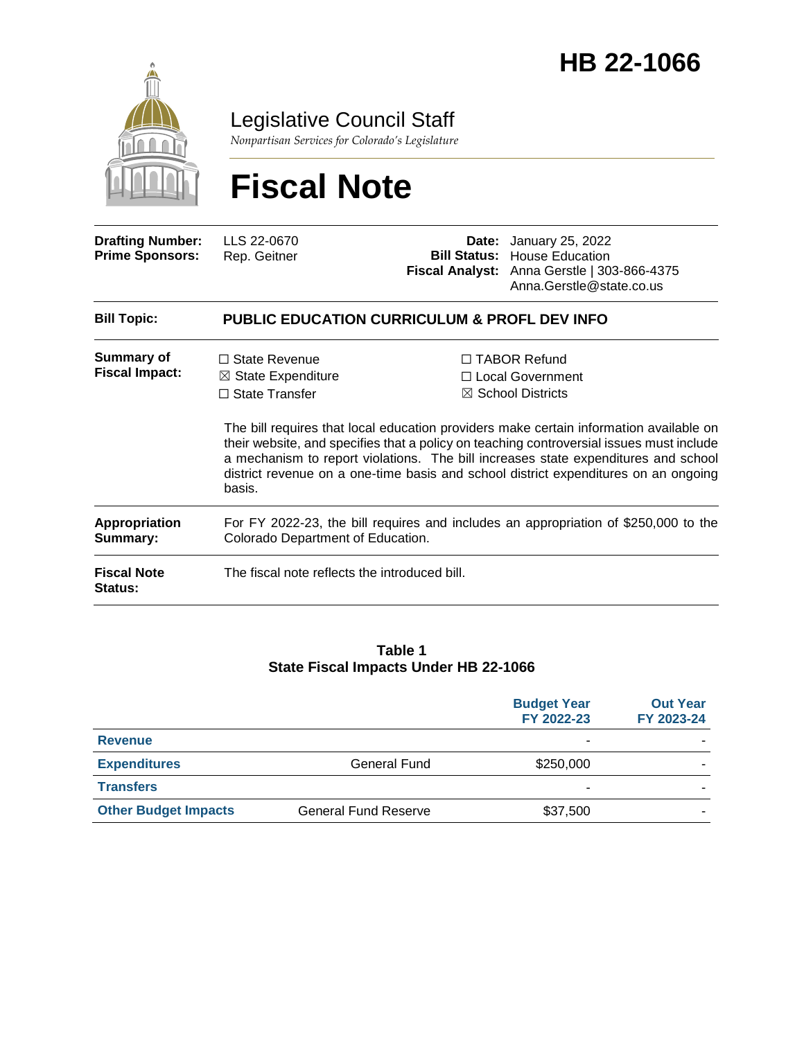# HB 22-1066

Legislative Council Staff

*Nonpartisan Services for Colorado's Legislature*

# Fiscal Note

| | | | |
|---|---|---|---|
| **Drafting Number:** | LLS 22-0670 | **Date:** | January 25, 2022 |
| **Prime Sponsors:** | Rep. Geitner | **Bill Status:** | House Education |
| | | **Fiscal Analyst:** | Anna Gerstle \| 303-866-4375 Anna.Gerstle@state.co.us |

**Bill Topic:** **PUBLIC EDUCATION CURRICULUM & PROFL DEV INFO**

**Summary of Fiscal Impact:**

☐ State Revenue
☒ State Expenditure
☐ State Transfer
☐ TABOR Refund
☐ Local Government
☒ School Districts

The bill requires that local education providers make certain information available on their website, and specifies that a policy on teaching controversial issues must include a mechanism to report violations. The bill increases state expenditures and school district revenue on a one-time basis and school district expenditures on an ongoing basis.

**Appropriation Summary:** For FY 2022-23, the bill requires and includes an appropriation of $250,000 to the Colorado Department of Education.

**Fiscal Note Status:** The fiscal note reflects the introduced bill.

**Table 1**
**State Fiscal Impacts Under HB 22-1066**

| | | Budget Year FY 2022-23 | Out Year FY 2023-24 |
|---|---|---|---|
| **Revenue** | | - | - |
| **Expenditures** | General Fund | $250,000 | - |
| **Transfers** | | - | - |
| **Other Budget Impacts** | General Fund Reserve | $37,500 | - |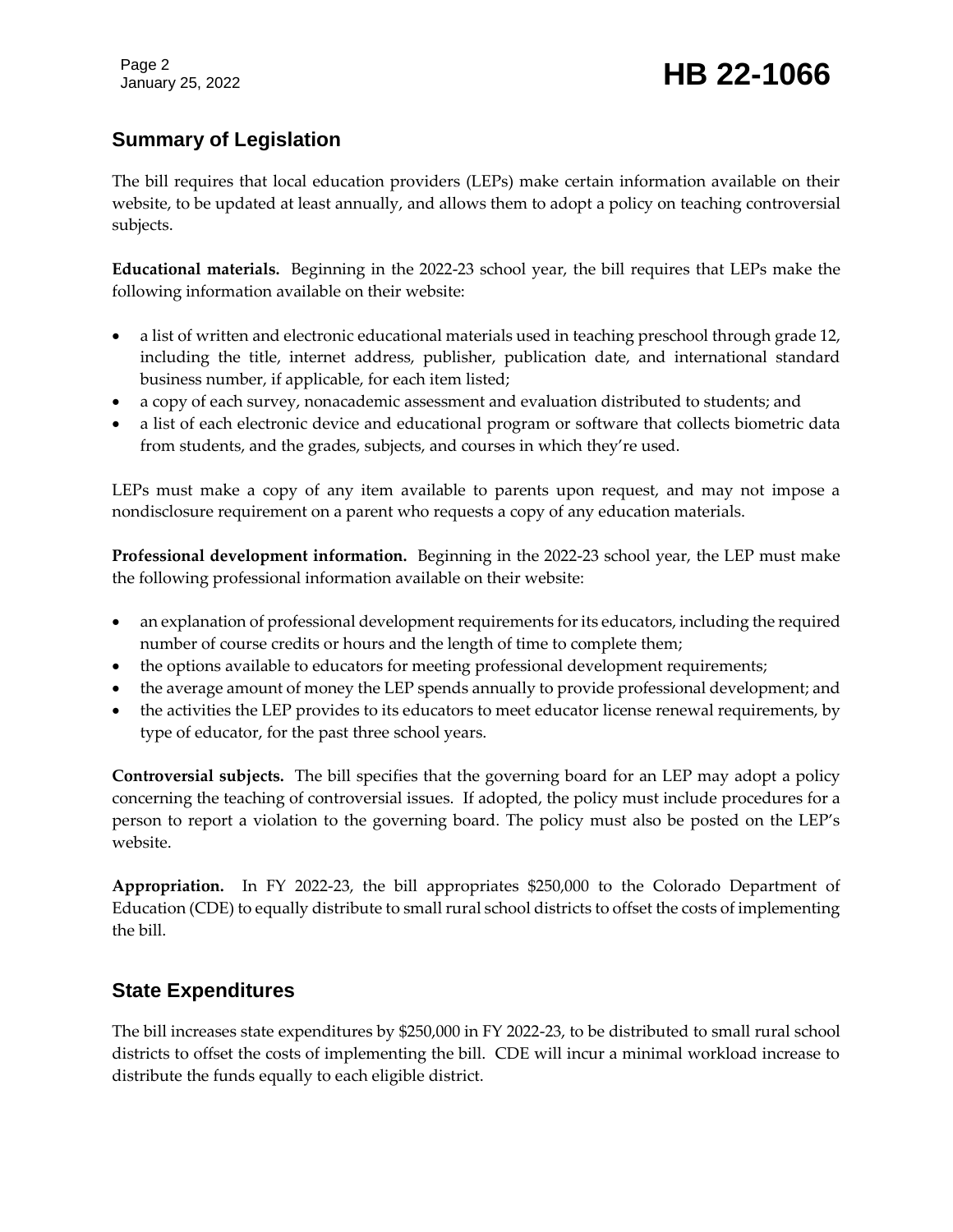## Summary of Legislation

The bill requires that local education providers (LEPs) make certain information available on their website, to be updated at least annually, and allows them to adopt a policy on teaching controversial subjects.

**Educational materials.** Beginning in the 2022-23 school year, the bill requires that LEPs make the following information available on their website:

- a list of written and electronic educational materials used in teaching preschool through grade 12, including the title, internet address, publisher, publication date, and international standard business number, if applicable, for each item listed;
- a copy of each survey, nonacademic assessment and evaluation distributed to students; and
- a list of each electronic device and educational program or software that collects biometric data from students, and the grades, subjects, and courses in which they're used.

LEPs must make a copy of any item available to parents upon request, and may not impose a nondisclosure requirement on a parent who requests a copy of any education materials.

**Professional development information.** Beginning in the 2022-23 school year, the LEP must make the following professional information available on their website:

- an explanation of professional development requirements for its educators, including the required number of course credits or hours and the length of time to complete them;
- the options available to educators for meeting professional development requirements;
- the average amount of money the LEP spends annually to provide professional development; and
- the activities the LEP provides to its educators to meet educator license renewal requirements, by type of educator, for the past three school years.

**Controversial subjects.** The bill specifies that the governing board for an LEP may adopt a policy concerning the teaching of controversial issues. If adopted, the policy must include procedures for a person to report a violation to the governing board. The policy must also be posted on the LEP's website.

**Appropriation.** In FY 2022-23, the bill appropriates $250,000 to the Colorado Department of Education (CDE) to equally distribute to small rural school districts to offset the costs of implementing the bill.

## State Expenditures

The bill increases state expenditures by $250,000 in FY 2022-23, to be distributed to small rural school districts to offset the costs of implementing the bill. CDE will incur a minimal workload increase to distribute the funds equally to each eligible district.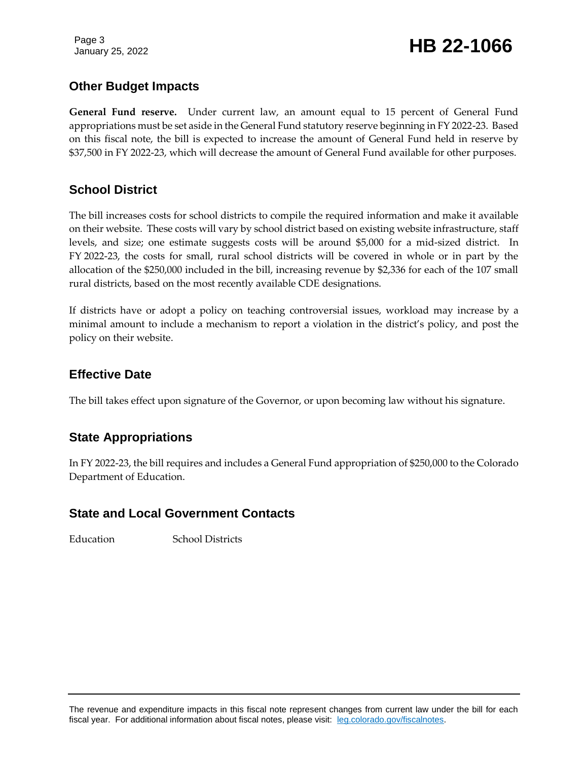## Other Budget Impacts

**General Fund reserve.** Under current law, an amount equal to 15 percent of General Fund appropriations must be set aside in the General Fund statutory reserve beginning in FY 2022-23. Based on this fiscal note, the bill is expected to increase the amount of General Fund held in reserve by $37,500 in FY 2022-23, which will decrease the amount of General Fund available for other purposes.

## School District

The bill increases costs for school districts to compile the required information and make it available on their website. These costs will vary by school district based on existing website infrastructure, staff levels, and size; one estimate suggests costs will be around $5,000 for a mid-sized district. In FY 2022-23, the costs for small, rural school districts will be covered in whole or in part by the allocation of the $250,000 included in the bill, increasing revenue by $2,336 for each of the 107 small rural districts, based on the most recently available CDE designations.

If districts have or adopt a policy on teaching controversial issues, workload may increase by a minimal amount to include a mechanism to report a violation in the district's policy, and post the policy on their website.

## Effective Date

The bill takes effect upon signature of the Governor, or upon becoming law without his signature.

## State Appropriations

In FY 2022-23, the bill requires and includes a General Fund appropriation of $250,000 to the Colorado Department of Education.

## State and Local Government Contacts

Education　　　　School Districts

The revenue and expenditure impacts in this fiscal note represent changes from current law under the bill for each fiscal year. For additional information about fiscal notes, please visit: leg.colorado.gov/fiscalnotes.